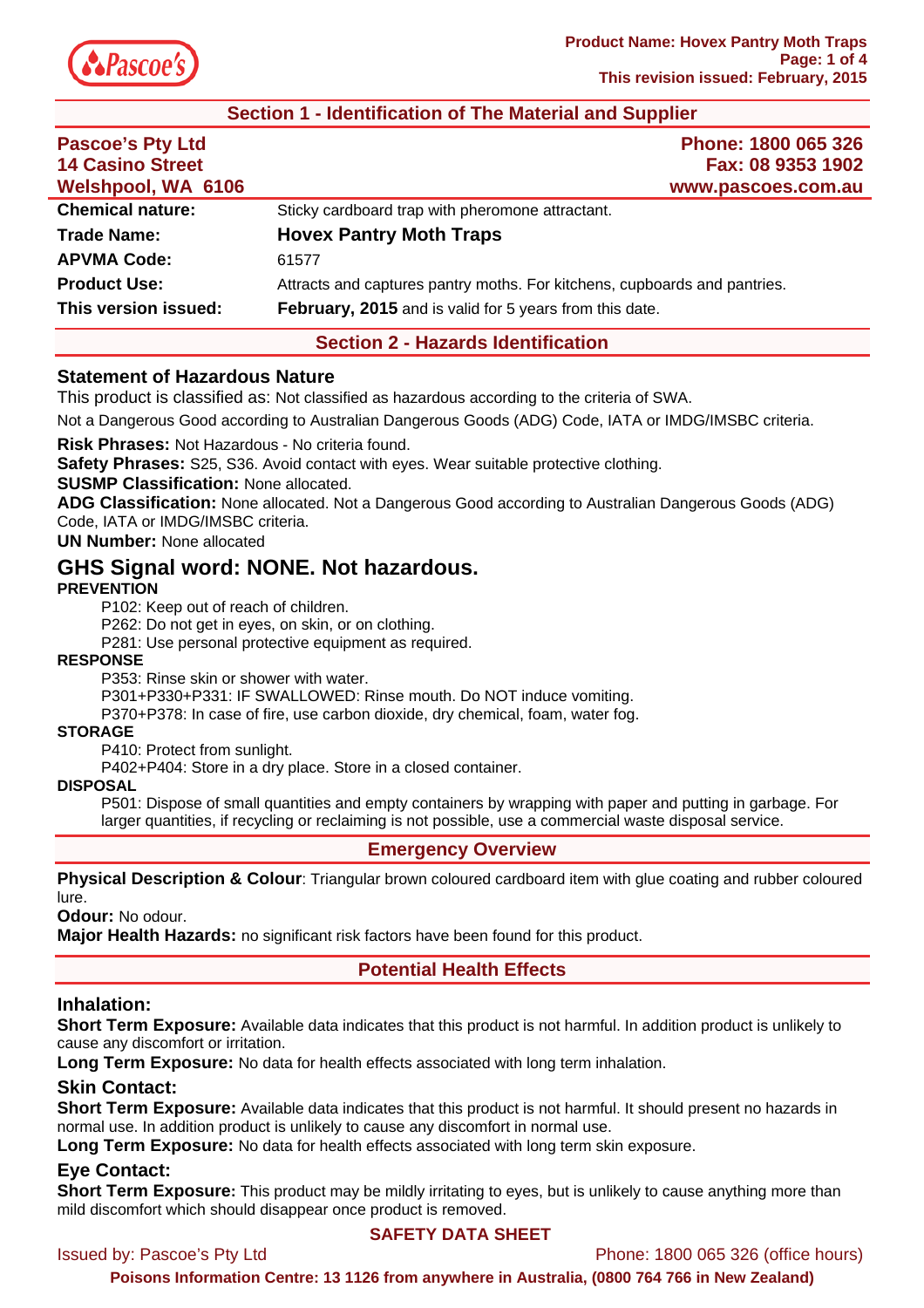## Section 1 - Identification of The Material and Supplier

**Pascoe's Pty Ltd**
**14 Casino Street**
**Welshpool, WA 6106**

**Phone: 1800 065 326**
**Fax: 08 9353 1902**
**www.pascoes.com.au**

| | |
|---|---|
| **Chemical nature:** | Sticky cardboard trap with pheromone attractant. |
| **Trade Name:** | **Hovex Pantry Moth Traps** |
| **APVMA Code:** | 61577 |
| **Product Use:** | Attracts and captures pantry moths. For kitchens, cupboards and pantries. |
| **This version issued:** | **February, 2015** and is valid for 5 years from this date. |

## Section 2 - Hazards Identification

### Statement of Hazardous Nature

This product is classified as: Not classified as hazardous according to the criteria of SWA.

Not a Dangerous Good according to Australian Dangerous Goods (ADG) Code, IATA or IMDG/IMSBC criteria.

**Risk Phrases:** Not Hazardous - No criteria found.
**Safety Phrases:** S25, S36. Avoid contact with eyes. Wear suitable protective clothing.
**SUSMP Classification:** None allocated.
**ADG Classification:** None allocated. Not a Dangerous Good according to Australian Dangerous Goods (ADG) Code, IATA or IMDG/IMSBC criteria.
**UN Number:** None allocated

### GHS Signal word: NONE. Not hazardous.

**PREVENTION**

P102: Keep out of reach of children.
P262: Do not get in eyes, on skin, or on clothing.
P281: Use personal protective equipment as required.

**RESPONSE**

P353: Rinse skin or shower with water.
P301+P330+P331: IF SWALLOWED: Rinse mouth. Do NOT induce vomiting.
P370+P378: In case of fire, use carbon dioxide, dry chemical, foam, water fog.

**STORAGE**

P410: Protect from sunlight.
P402+P404: Store in a dry place. Store in a closed container.

**DISPOSAL**

P501: Dispose of small quantities and empty containers by wrapping with paper and putting in garbage. For larger quantities, if recycling or reclaiming is not possible, use a commercial waste disposal service.

## Emergency Overview

**Physical Description & Colour**: Triangular brown coloured cardboard item with glue coating and rubber coloured lure.
**Odour:** No odour.
**Major Health Hazards:** no significant risk factors have been found for this product.

## Potential Health Effects

### Inhalation:

**Short Term Exposure:** Available data indicates that this product is not harmful. In addition product is unlikely to cause any discomfort or irritation.
**Long Term Exposure:** No data for health effects associated with long term inhalation.

### Skin Contact:

**Short Term Exposure:** Available data indicates that this product is not harmful. It should present no hazards in normal use. In addition product is unlikely to cause any discomfort in normal use.
**Long Term Exposure:** No data for health effects associated with long term skin exposure.

### Eye Contact:

**Short Term Exposure:** This product may be mildly irritating to eyes, but is unlikely to cause anything more than mild discomfort which should disappear once product is removed.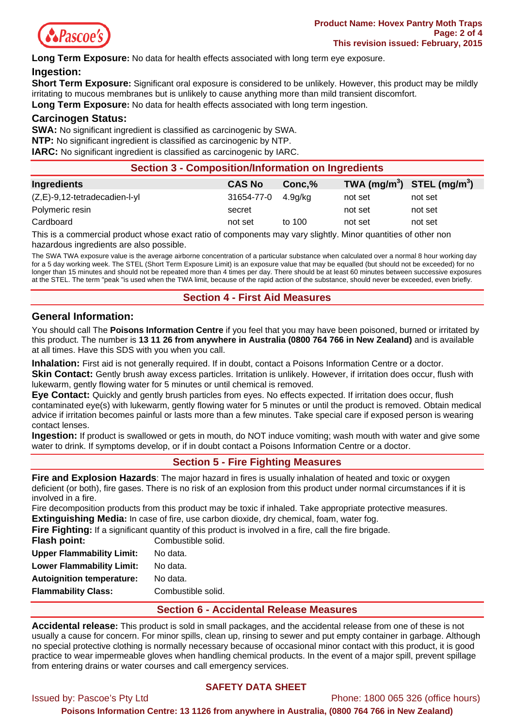**Long Term Exposure:** No data for health effects associated with long term eye exposure.

### Ingestion:

**Short Term Exposure:** Significant oral exposure is considered to be unlikely. However, this product may be mildly irritating to mucous membranes but is unlikely to cause anything more than mild transient discomfort.

**Long Term Exposure:** No data for health effects associated with long term ingestion.

### Carcinogen Status:

**SWA:** No significant ingredient is classified as carcinogenic by SWA.

**NTP:** No significant ingredient is classified as carcinogenic by NTP.

**IARC:** No significant ingredient is classified as carcinogenic by IARC.

## Section 3 - Composition/Information on Ingredients

| Ingredients | CAS No | Conc,% | TWA ($mg/m^3$) | STEL ($mg/m^3$) |
|---|---|---|---|---|
| (Z,E)-9,12-tetradecadien-l-yl | 31654-77-0 | 4.9g/kg | not set | not set |
| Polymeric resin | secret | | not set | not set |
| Cardboard | not set | to 100 | not set | not set |

This is a commercial product whose exact ratio of components may vary slightly. Minor quantities of other non hazardous ingredients are also possible.

The SWA TWA exposure value is the average airborne concentration of a particular substance when calculated over a normal 8 hour working day for a 5 day working week. The STEL (Short Term Exposure Limit) is an exposure value that may be equalled (but should not be exceeded) for no longer than 15 minutes and should not be repeated more than 4 times per day. There should be at least 60 minutes between successive exposures at the STEL. The term "peak "is used when the TWA limit, because of the rapid action of the substance, should never be exceeded, even briefly.

## Section 4 - First Aid Measures

### General Information:

You should call The **Poisons Information Centre** if you feel that you may have been poisoned, burned or irritated by this product. The number is **13 11 26 from anywhere in Australia (0800 764 766 in New Zealand)** and is available at all times. Have this SDS with you when you call.

**Inhalation:** First aid is not generally required. If in doubt, contact a Poisons Information Centre or a doctor.

**Skin Contact:** Gently brush away excess particles. Irritation is unlikely. However, if irritation does occur, flush with lukewarm, gently flowing water for 5 minutes or until chemical is removed.

**Eye Contact:** Quickly and gently brush particles from eyes. No effects expected. If irritation does occur, flush contaminated eye(s) with lukewarm, gently flowing water for 5 minutes or until the product is removed. Obtain medical advice if irritation becomes painful or lasts more than a few minutes. Take special care if exposed person is wearing contact lenses.

**Ingestion:** If product is swallowed or gets in mouth, do NOT induce vomiting; wash mouth with water and give some water to drink. If symptoms develop, or if in doubt contact a Poisons Information Centre or a doctor.

## Section 5 - Fire Fighting Measures

**Fire and Explosion Hazards**: The major hazard in fires is usually inhalation of heated and toxic or oxygen deficient (or both), fire gases. There is no risk of an explosion from this product under normal circumstances if it is involved in a fire.

Fire decomposition products from this product may be toxic if inhaled. Take appropriate protective measures.

**Extinguishing Media:** In case of fire, use carbon dioxide, dry chemical, foam, water fog.

**Fire Fighting:** If a significant quantity of this product is involved in a fire, call the fire brigade.

**Flash point:** Combustible solid.

**Upper Flammability Limit:** No data.

**Lower Flammability Limit:** No data.

**Autoignition temperature:** No data.

**Flammability Class:** Combustible solid.

## Section 6 - Accidental Release Measures

**Accidental release:** This product is sold in small packages, and the accidental release from one of these is not usually a cause for concern. For minor spills, clean up, rinsing to sewer and put empty container in garbage. Although no special protective clothing is normally necessary because of occasional minor contact with this product, it is good practice to wear impermeable gloves when handling chemical products. In the event of a major spill, prevent spillage from entering drains or water courses and call emergency services.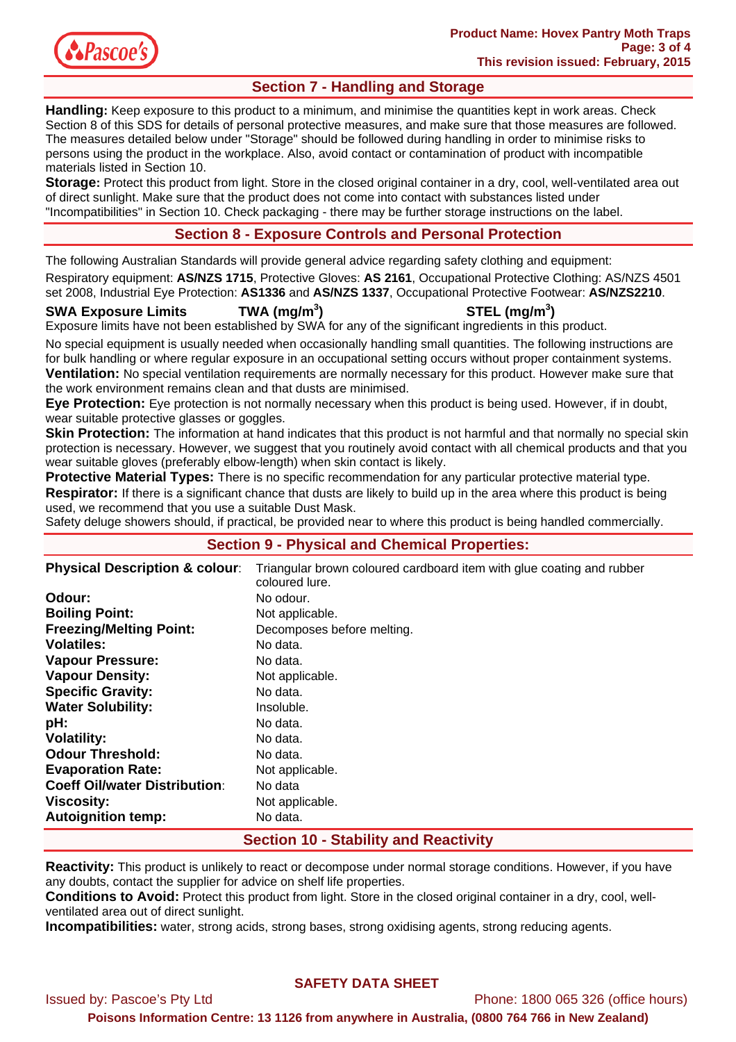## Section 7 - Handling and Storage

**Handling:** Keep exposure to this product to a minimum, and minimise the quantities kept in work areas. Check Section 8 of this SDS for details of personal protective measures, and make sure that those measures are followed. The measures detailed below under "Storage" should be followed during handling in order to minimise risks to persons using the product in the workplace. Also, avoid contact or contamination of product with incompatible materials listed in Section 10.

**Storage:** Protect this product from light. Store in the closed original container in a dry, cool, well-ventilated area out of direct sunlight. Make sure that the product does not come into contact with substances listed under "Incompatibilities" in Section 10. Check packaging - there may be further storage instructions on the label.

## Section 8 - Exposure Controls and Personal Protection

The following Australian Standards will provide general advice regarding safety clothing and equipment:

Respiratory equipment: **AS/NZS 1715**, Protective Gloves: **AS 2161**, Occupational Protective Clothing: AS/NZS 4501 set 2008, Industrial Eye Protection: **AS1336** and **AS/NZS 1337**, Occupational Protective Footwear: **AS/NZS2210**.

| SWA Exposure Limits | TWA (mg/m$^3$) | STEL (mg/m$^3$) |
|---|---|---|

Exposure limits have not been established by SWA for any of the significant ingredients in this product.

No special equipment is usually needed when occasionally handling small quantities. The following instructions are for bulk handling or where regular exposure in an occupational setting occurs without proper containment systems.

**Ventilation:** No special ventilation requirements are normally necessary for this product. However make sure that the work environment remains clean and that dusts are minimised.

**Eye Protection:** Eye protection is not normally necessary when this product is being used. However, if in doubt, wear suitable protective glasses or goggles.

**Skin Protection:** The information at hand indicates that this product is not harmful and that normally no special skin protection is necessary. However, we suggest that you routinely avoid contact with all chemical products and that you wear suitable gloves (preferably elbow-length) when skin contact is likely.

**Protective Material Types:** There is no specific recommendation for any particular protective material type.

**Respirator:** If there is a significant chance that dusts are likely to build up in the area where this product is being used, we recommend that you use a suitable Dust Mask.

Safety deluge showers should, if practical, be provided near to where this product is being handled commercially.

## Section 9 - Physical and Chemical Properties:

| | |
|---|---|
| **Physical Description & colour**: | Triangular brown coloured cardboard item with glue coating and rubber coloured lure. |
| **Odour:** | No odour. |
| **Boiling Point:** | Not applicable. |
| **Freezing/Melting Point:** | Decomposes before melting. |
| **Volatiles:** | No data. |
| **Vapour Pressure:** | No data. |
| **Vapour Density:** | Not applicable. |
| **Specific Gravity:** | No data. |
| **Water Solubility:** | Insoluble. |
| **pH:** | No data. |
| **Volatility:** | No data. |
| **Odour Threshold:** | No data. |
| **Evaporation Rate:** | Not applicable. |
| **Coeff Oil/water Distribution**: | No data |
| **Viscosity:** | Not applicable. |
| **Autoignition temp:** | No data. |

## Section 10 - Stability and Reactivity

**Reactivity:** This product is unlikely to react or decompose under normal storage conditions. However, if you have any doubts, contact the supplier for advice on shelf life properties.

**Conditions to Avoid:** Protect this product from light. Store in the closed original container in a dry, cool, well-ventilated area out of direct sunlight.

**Incompatibilities:** water, strong acids, strong bases, strong oxidising agents, strong reducing agents.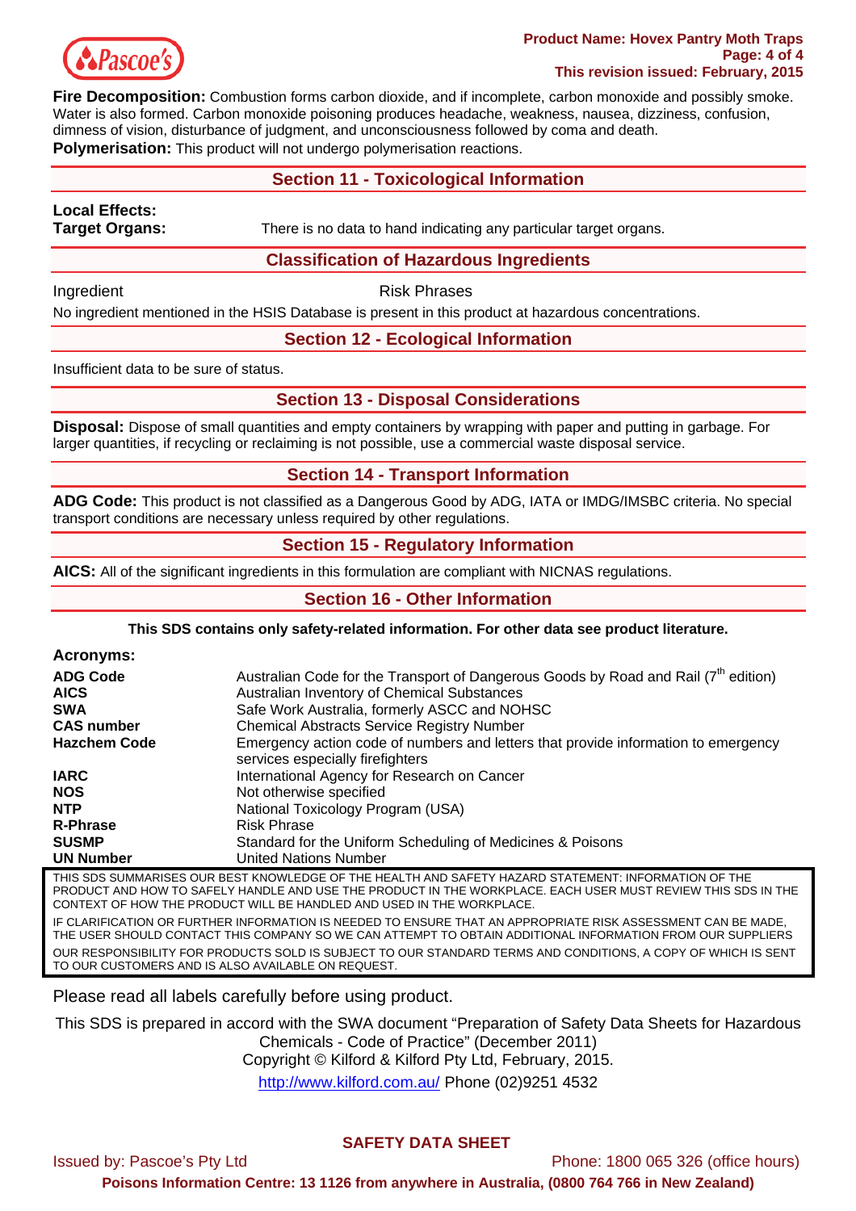**Fire Decomposition:** Combustion forms carbon dioxide, and if incomplete, carbon monoxide and possibly smoke. Water is also formed. Carbon monoxide poisoning produces headache, weakness, nausea, dizziness, confusion, dimness of vision, disturbance of judgment, and unconsciousness followed by coma and death.

**Polymerisation:** This product will not undergo polymerisation reactions.

## Section 11 - Toxicological Information

**Local Effects:**

**Target Organs:** There is no data to hand indicating any particular target organs.

## Classification of Hazardous Ingredients

| Ingredient | Risk Phrases |
|---|---|

No ingredient mentioned in the HSIS Database is present in this product at hazardous concentrations.

## Section 12 - Ecological Information

Insufficient data to be sure of status.

## Section 13 - Disposal Considerations

**Disposal:** Dispose of small quantities and empty containers by wrapping with paper and putting in garbage. For larger quantities, if recycling or reclaiming is not possible, use a commercial waste disposal service.

## Section 14 - Transport Information

**ADG Code:** This product is not classified as a Dangerous Good by ADG, IATA or IMDG/IMSBC criteria. No special transport conditions are necessary unless required by other regulations.

## Section 15 - Regulatory Information

**AICS:** All of the significant ingredients in this formulation are compliant with NICNAS regulations.

## Section 16 - Other Information

**This SDS contains only safety-related information. For other data see product literature.**

**Acronyms:**

| | |
|---|---|
| **ADG Code** | Australian Code for the Transport of Dangerous Goods by Road and Rail (7th edition) |
| **AICS** | Australian Inventory of Chemical Substances |
| **SWA** | Safe Work Australia, formerly ASCC and NOHSC |
| **CAS number** | Chemical Abstracts Service Registry Number |
| **Hazchem Code** | Emergency action code of numbers and letters that provide information to emergency services especially firefighters |
| **IARC** | International Agency for Research on Cancer |
| **NOS** | Not otherwise specified |
| **NTP** | National Toxicology Program (USA) |
| **R-Phrase** | Risk Phrase |
| **SUSMP** | Standard for the Uniform Scheduling of Medicines & Poisons |
| **UN Number** | United Nations Number |

THIS SDS SUMMARISES OUR BEST KNOWLEDGE OF THE HEALTH AND SAFETY HAZARD STATEMENT: INFORMATION OF THE PRODUCT AND HOW TO SAFELY HANDLE AND USE THE PRODUCT IN THE WORKPLACE. EACH USER MUST REVIEW THIS SDS IN THE CONTEXT OF HOW THE PRODUCT WILL BE HANDLED AND USED IN THE WORKPLACE.

IF CLARIFICATION OR FURTHER INFORMATION IS NEEDED TO ENSURE THAT AN APPROPRIATE RISK ASSESSMENT CAN BE MADE, THE USER SHOULD CONTACT THIS COMPANY SO WE CAN ATTEMPT TO OBTAIN ADDITIONAL INFORMATION FROM OUR SUPPLIERS

OUR RESPONSIBILITY FOR PRODUCTS SOLD IS SUBJECT TO OUR STANDARD TERMS AND CONDITIONS, A COPY OF WHICH IS SENT TO OUR CUSTOMERS AND IS ALSO AVAILABLE ON REQUEST.

Please read all labels carefully before using product.

This SDS is prepared in accord with the SWA document "Preparation of Safety Data Sheets for Hazardous Chemicals - Code of Practice" (December 2011)

Copyright © Kilford & Kilford Pty Ltd, February, 2015.

http://www.kilford.com.au/ Phone (02)9251 4532